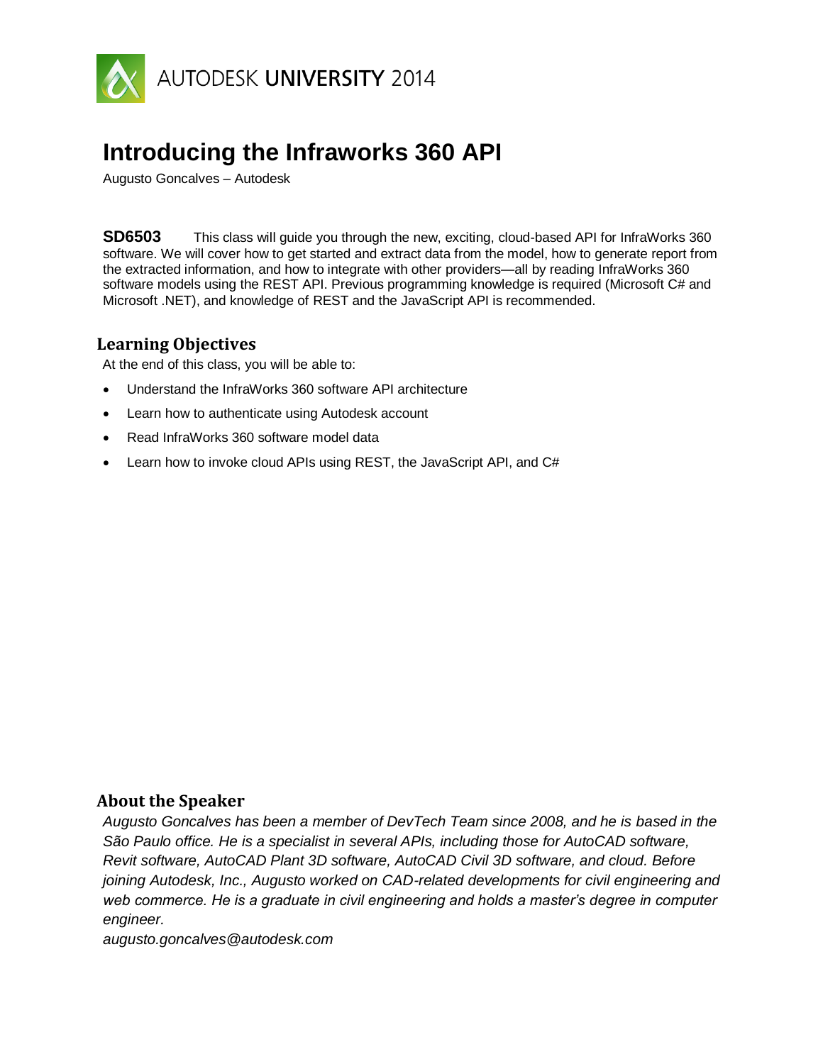AUTODESK UNIVERSITY 2014

# Introducing the Infraworks 360 API

Augusto Goncalves – Autodesk

**SD6503** This class will guide you through the new, exciting, cloud-based API for InfraWorks 360 software. We will cover how to get started and extract data from the model, how to generate report from the extracted information, and how to integrate with other providers—all by reading InfraWorks 360 software models using the REST API. Previous programming knowledge is required (Microsoft C# and Microsoft .NET), and knowledge of REST and the JavaScript API is recommended.

## Learning Objectives

At the end of this class, you will be able to:

- Understand the InfraWorks 360 software API architecture
- Learn how to authenticate using Autodesk account
- Read InfraWorks 360 software model data
- Learn how to invoke cloud APIs using REST, the JavaScript API, and C#

## About the Speaker

*Augusto Goncalves has been a member of DevTech Team since 2008, and he is based in the São Paulo office. He is a specialist in several APIs, including those for AutoCAD software, Revit software, AutoCAD Plant 3D software, AutoCAD Civil 3D software, and cloud. Before joining Autodesk, Inc., Augusto worked on CAD-related developments for civil engineering and web commerce. He is a graduate in civil engineering and holds a master's degree in computer engineer.*

*augusto.goncalves@autodesk.com*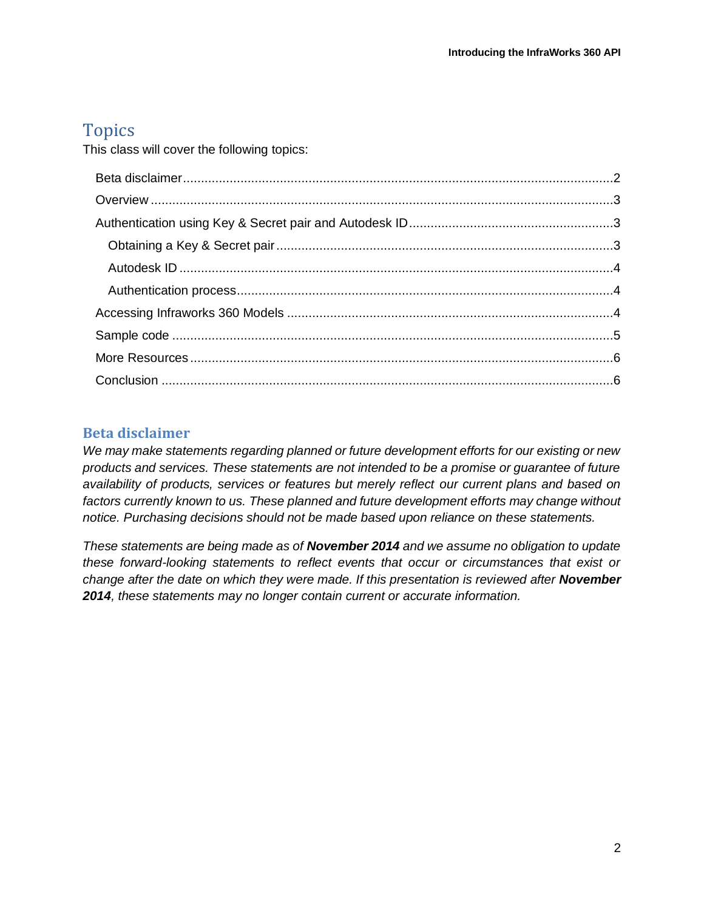# Topics

This class will cover the following topics:

- Beta disclaimer ..... 2
- Overview ..... 3
- Authentication using Key & Secret pair and Autodesk ID ..... 3
  - Obtaining a Key & Secret pair ..... 3
  - Autodesk ID ..... 4
  - Authentication process ..... 4
- Accessing Infraworks 360 Models ..... 4
- Sample code ..... 5
- More Resources ..... 6
- Conclusion ..... 6

## Beta disclaimer

*We may make statements regarding planned or future development efforts for our existing or new products and services. These statements are not intended to be a promise or guarantee of future availability of products, services or features but merely reflect our current plans and based on factors currently known to us. These planned and future development efforts may change without notice. Purchasing decisions should not be made based upon reliance on these statements.*

*These statements are being made as of* ***November 2014*** *and we assume no obligation to update these forward-looking statements to reflect events that occur or circumstances that exist or change after the date on which they were made. If this presentation is reviewed after* ***November 2014****, these statements may no longer contain current or accurate information.*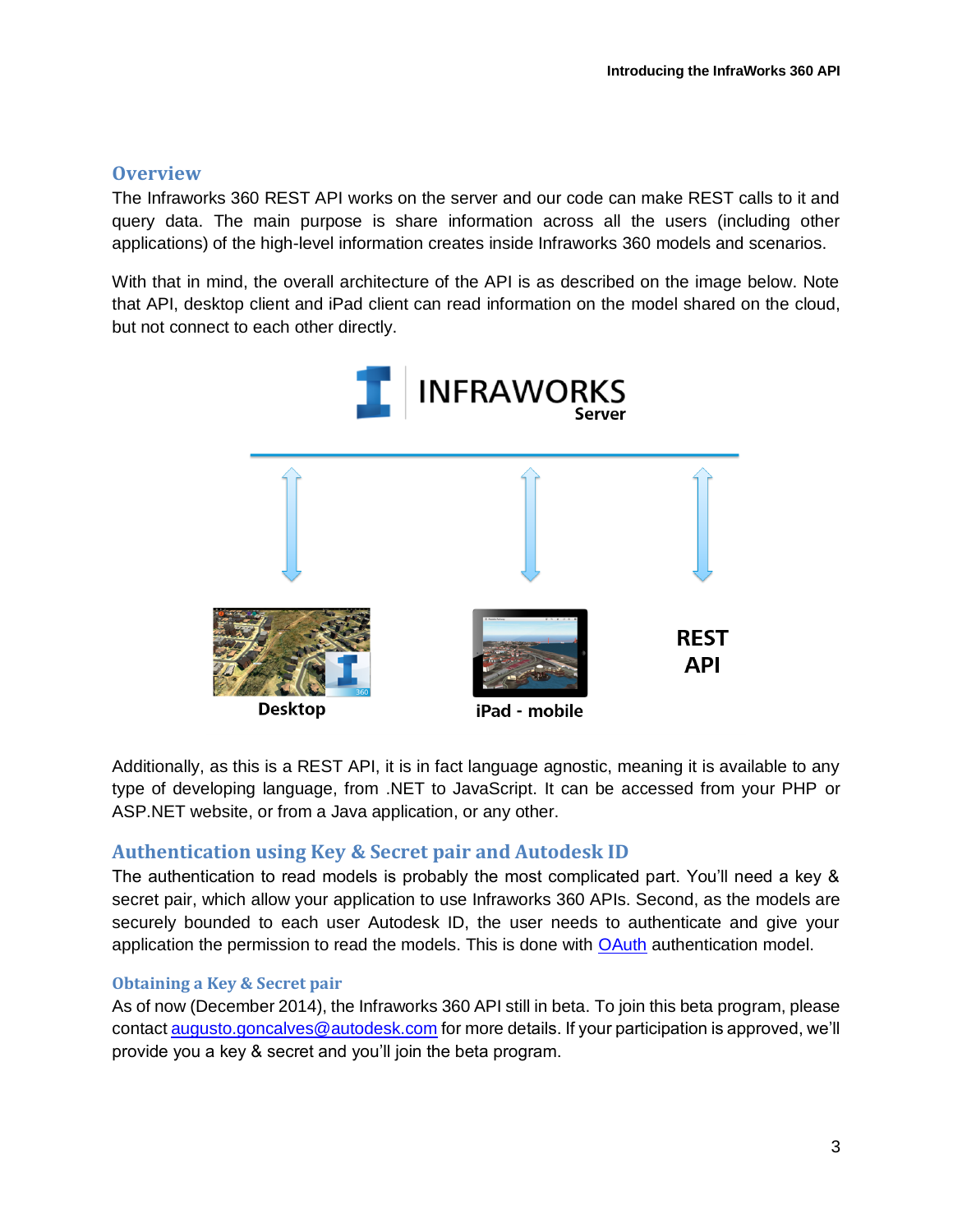## Overview

The Infraworks 360 REST API works on the server and our code can make REST calls to it and query data. The main purpose is share information across all the users (including other applications) of the high-level information creates inside Infraworks 360 models and scenarios.

With that in mind, the overall architecture of the API is as described on the image below. Note that API, desktop client and iPad client can read information on the model shared on the cloud, but not connect to each other directly.

Additionally, as this is a REST API, it is in fact language agnostic, meaning it is available to any type of developing language, from .NET to JavaScript. It can be accessed from your PHP or ASP.NET website, or from a Java application, or any other.

## Authentication using Key & Secret pair and Autodesk ID

The authentication to read models is probably the most complicated part. You'll need a key & secret pair, which allow your application to use Infraworks 360 APIs. Second, as the models are securely bounded to each user Autodesk ID, the user needs to authenticate and give your application the permission to read the models. This is done with [OAuth](OAuth) authentication model.

### Obtaining a Key & Secret pair

As of now (December 2014), the Infraworks 360 API still in beta. To join this beta program, please contact [augusto.goncalves@autodesk.com](mailto:augusto.goncalves@autodesk.com) for more details. If your participation is approved, we'll provide you a key & secret and you'll join the beta program.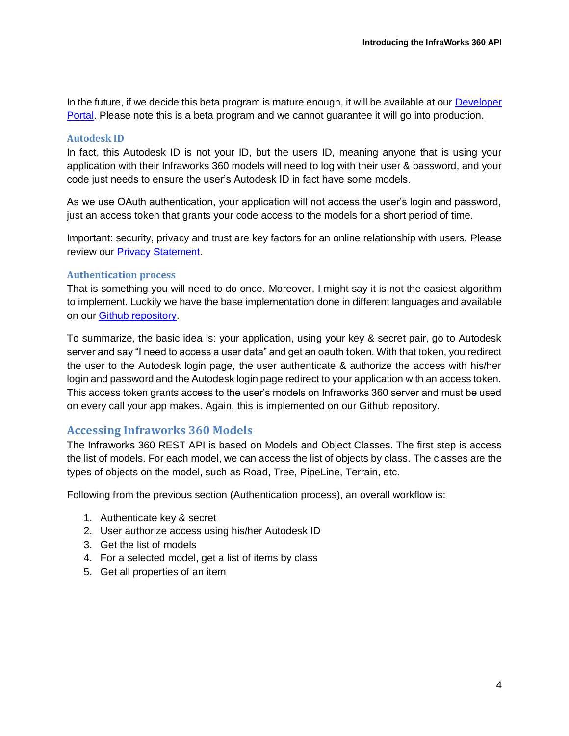In the future, if we decide this beta program is mature enough, it will be available at our [Developer Portal](). Please note this is a beta program and we cannot guarantee it will go into production.

### Autodesk ID

In fact, this Autodesk ID is not your ID, but the users ID, meaning anyone that is using your application with their Infraworks 360 models will need to log with their user & password, and your code just needs to ensure the user's Autodesk ID in fact have some models.

As we use OAuth authentication, your application will not access the user's login and password, just an access token that grants your code access to the models for a short period of time.

Important: security, privacy and trust are key factors for an online relationship with users. Please review our [Privacy Statement]().

### Authentication process

That is something you will need to do once. Moreover, I might say it is not the easiest algorithm to implement. Luckily we have the base implementation done in different languages and available on our [Github repository]().

To summarize, the basic idea is: your application, using your key & secret pair, go to Autodesk server and say "I need to access a user data" and get an oauth token. With that token, you redirect the user to the Autodesk login page, the user authenticate & authorize the access with his/her login and password and the Autodesk login page redirect to your application with an access token. This access token grants access to the user's models on Infraworks 360 server and must be used on every call your app makes. Again, this is implemented on our Github repository.

## Accessing Infraworks 360 Models

The Infraworks 360 REST API is based on Models and Object Classes. The first step is access the list of models. For each model, we can access the list of objects by class. The classes are the types of objects on the model, such as Road, Tree, PipeLine, Terrain, etc.

Following from the previous section (Authentication process), an overall workflow is:

1. Authenticate key & secret
2. User authorize access using his/her Autodesk ID
3. Get the list of models
4. For a selected model, get a list of items by class
5. Get all properties of an item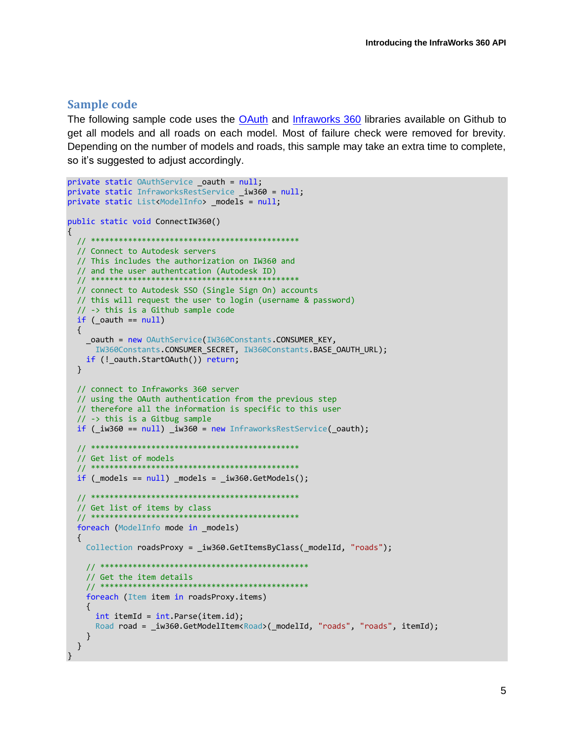## Sample code

The following sample code uses the [OAuth]() and [Infraworks 360]() libraries available on Github to get all models and all roads on each model. Most of failure check were removed for brevity. Depending on the number of models and roads, this sample may take an extra time to complete, so it's suggested to adjust accordingly.

```
private static OAuthService _oauth = null;
private static InfraworksRestService _iw360 = null;
private static List<ModelInfo> _models = null;

public static void ConnectIW360()
{
  // *********************************************
  // Connect to Autodesk servers
  // This includes the authorization on IW360 and
  // and the user authentcation (Autodesk ID)
  // *********************************************
  // connect to Autodesk SSO (Single Sign On) accounts
  // this will request the user to login (username & password)
  // -> this is a Github sample code
  if (_oauth == null)
  {
    _oauth = new OAuthService(IW360Constants.CONSUMER_KEY,
      IW360Constants.CONSUMER_SECRET, IW360Constants.BASE_OAUTH_URL);
    if (!_oauth.StartOAuth()) return;
  }

  // connect to Infraworks 360 server
  // using the OAuth authentication from the previous step
  // therefore all the information is specific to this user
  // -> this is a Gitbug sample
  if (_iw360 == null) _iw360 = new InfraworksRestService(_oauth);

  // *********************************************
  // Get list of models
  // *********************************************
  if (_models == null) _models = _iw360.GetModels();

  // *********************************************
  // Get list of items by class
  // *********************************************
  foreach (ModelInfo mode in _models)
  {
    Collection roadsProxy = _iw360.GetItemsByClass(_modelId, "roads");

    // *********************************************
    // Get the item details
    // *********************************************
    foreach (Item item in roadsProxy.items)
    {
      int itemId = int.Parse(item.id);
      Road road = _iw360.GetModelItem<Road>(_modelId, "roads", "roads", itemId);
    }
  }
}
```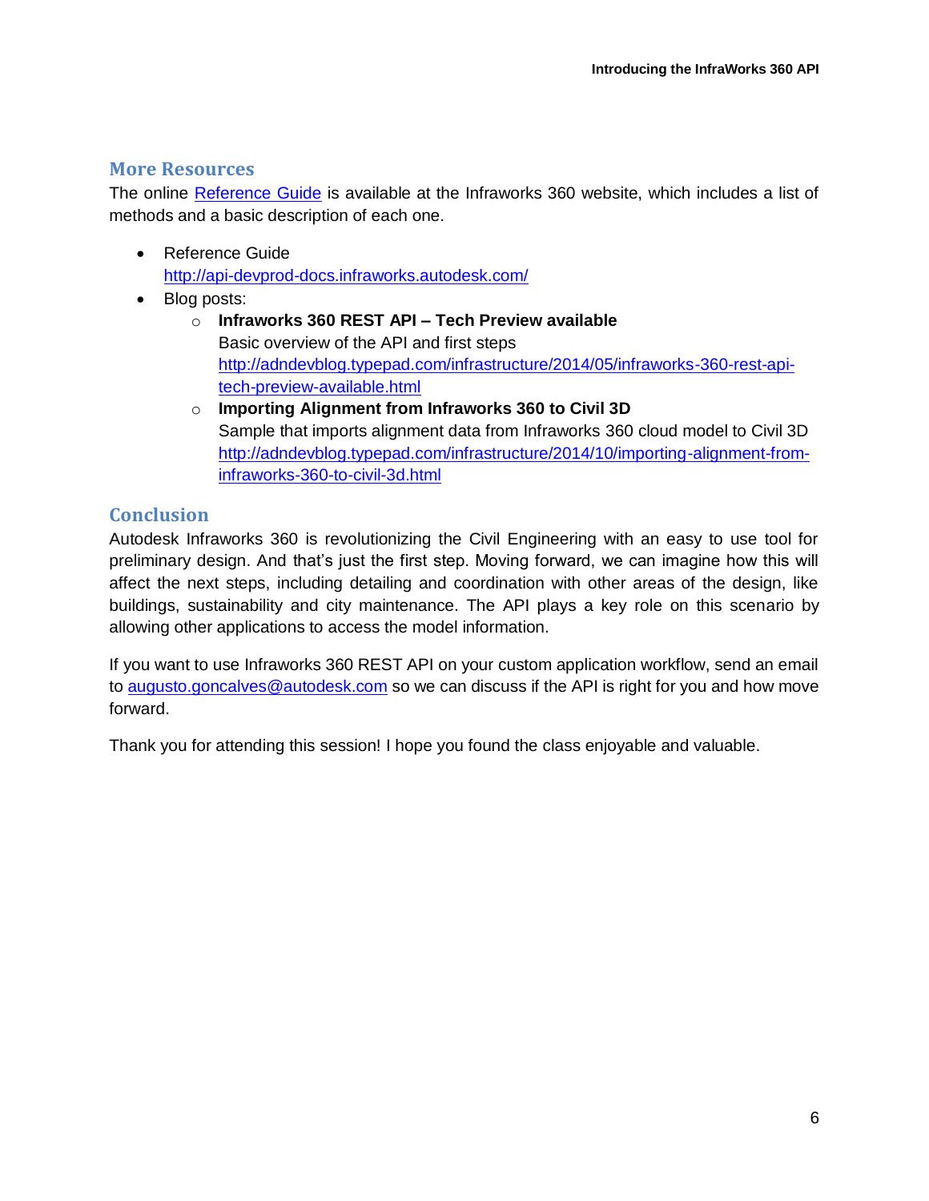## More Resources

The online [Reference Guide](http://api-devprod-docs.infraworks.autodesk.com/) is available at the Infraworks 360 website, which includes a list of methods and a basic description of each one.

- Reference Guide
  http://api-devprod-docs.infraworks.autodesk.com/
- Blog posts:
  - **Infraworks 360 REST API – Tech Preview available**
    Basic overview of the API and first steps
    http://adndevblog.typepad.com/infrastructure/2014/05/infraworks-360-rest-api-tech-preview-available.html
  - **Importing Alignment from Infraworks 360 to Civil 3D**
    Sample that imports alignment data from Infraworks 360 cloud model to Civil 3D
    http://adndevblog.typepad.com/infrastructure/2014/10/importing-alignment-from-infraworks-360-to-civil-3d.html

## Conclusion

Autodesk Infraworks 360 is revolutionizing the Civil Engineering with an easy to use tool for preliminary design. And that's just the first step. Moving forward, we can imagine how this will affect the next steps, including detailing and coordination with other areas of the design, like buildings, sustainability and city maintenance. The API plays a key role on this scenario by allowing other applications to access the model information.

If you want to use Infraworks 360 REST API on your custom application workflow, send an email to augusto.goncalves@autodesk.com so we can discuss if the API is right for you and how move forward.

Thank you for attending this session! I hope you found the class enjoyable and valuable.